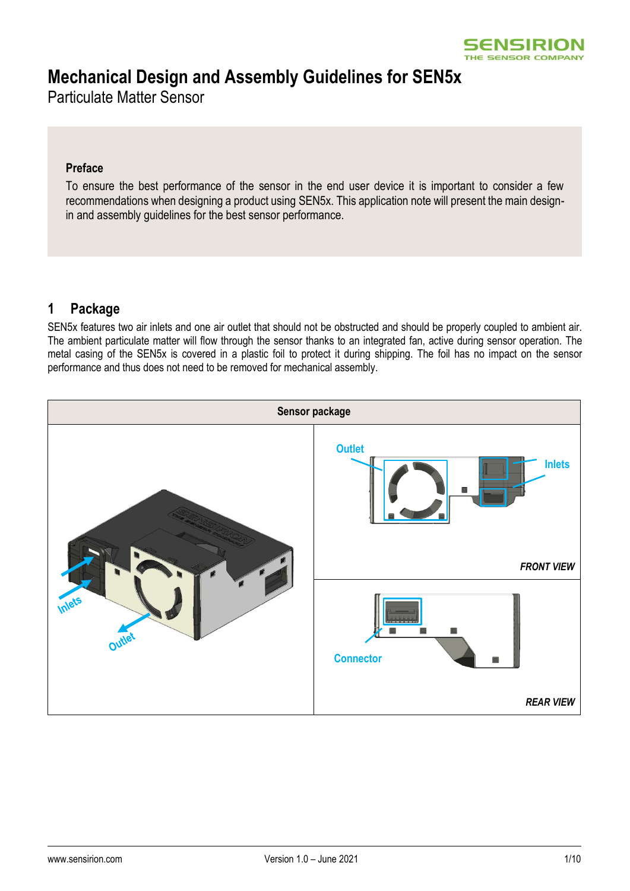# Mechanical Design and Assembly Guidelines for SEN5x

Particulate Matter Sensor

**Preface**

To ensure the best performance of the sensor in the end user device it is important to consider a few recommendations when designing a product using SEN5x. This application note will present the main design-in and assembly guidelines for the best sensor performance.

## 1 Package

SEN5x features two air inlets and one air outlet that should not be obstructed and should be properly coupled to ambient air. The ambient particulate matter will flow through the sensor thanks to an integrated fan, active during sensor operation. The metal casing of the SEN5x is covered in a plastic foil to protect it during shipping. The foil has no impact on the sensor performance and thus does not need to be removed for mechanical assembly.

| Sensor package | |
| --- | --- |
| Inlets, Outlet | Outlet, Inlets — *FRONT VIEW* |
| | Connector — *REAR VIEW* |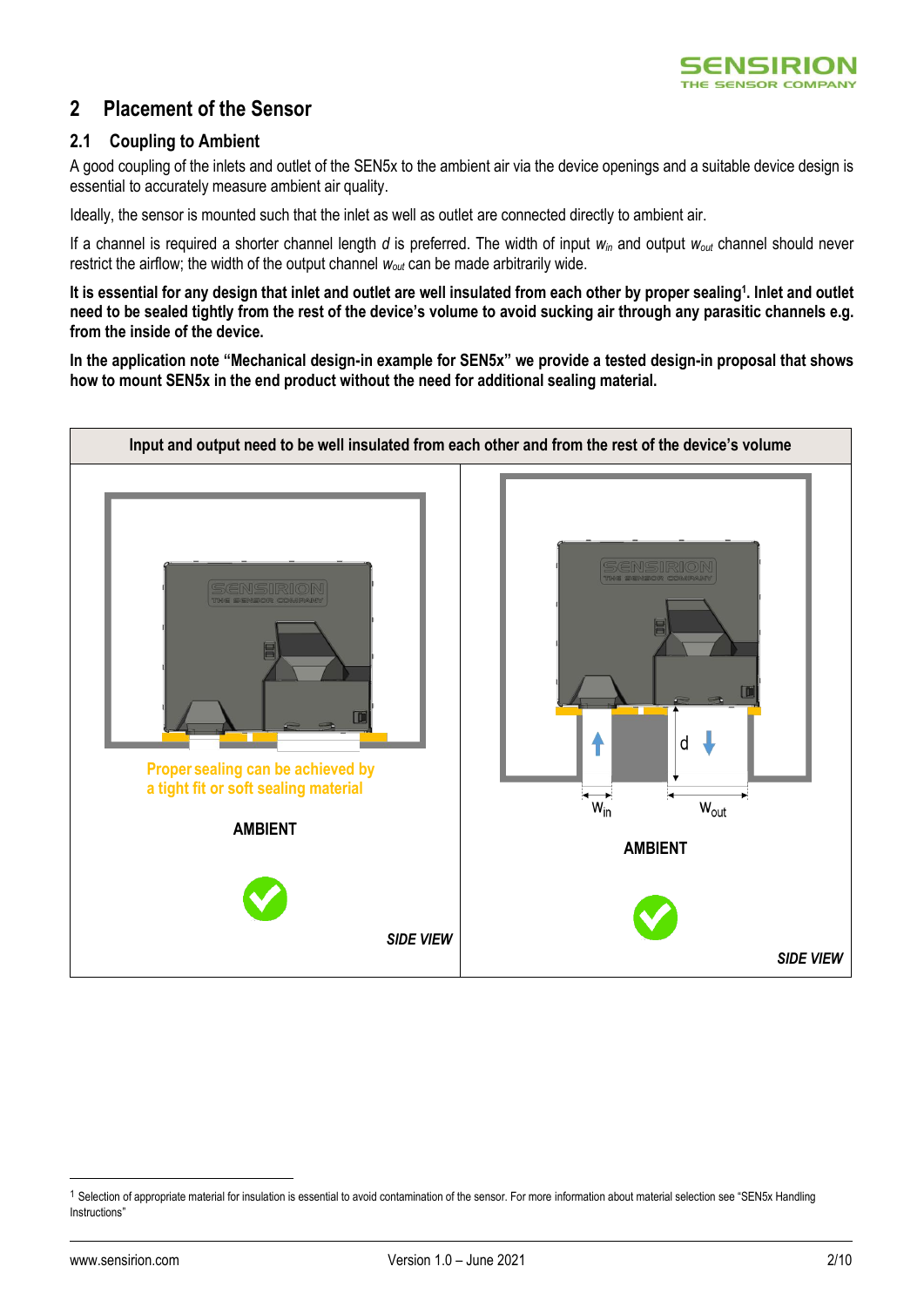## 2 Placement of the Sensor

### 2.1 Coupling to Ambient

A good coupling of the inlets and outlet of the SEN5x to the ambient air via the device openings and a suitable device design is essential to accurately measure ambient air quality.

Ideally, the sensor is mounted such that the inlet as well as outlet are connected directly to ambient air.

If a channel is required a shorter channel length *d* is preferred. The width of input $w_{in}$ and output $w_{out}$ channel should never restrict the airflow; the width of the output channel $w_{out}$ can be made arbitrarily wide.

**It is essential for any design that inlet and outlet are well insulated from each other by proper sealing[1]. Inlet and outlet need to be sealed tightly from the rest of the device's volume to avoid sucking air through any parasitic channels e.g. from the inside of the device.**

**In the application note "Mechanical design-in example for SEN5x" we provide a tested design-in proposal that shows how to mount SEN5x in the end product without the need for additional sealing material.**

| Input and output need to be well insulated from each other and from the rest of the device's volume | |
|---|---|
| Proper sealing can be achieved by a tight fit or soft sealing material<br>AMBIENT<br>*SIDE VIEW* | d, $W_{in}$, $W_{out}$<br>AMBIENT<br>*SIDE VIEW* |

[1] Selection of appropriate material for insulation is essential to avoid contamination of the sensor. For more information about material selection see "SEN5x Handling Instructions"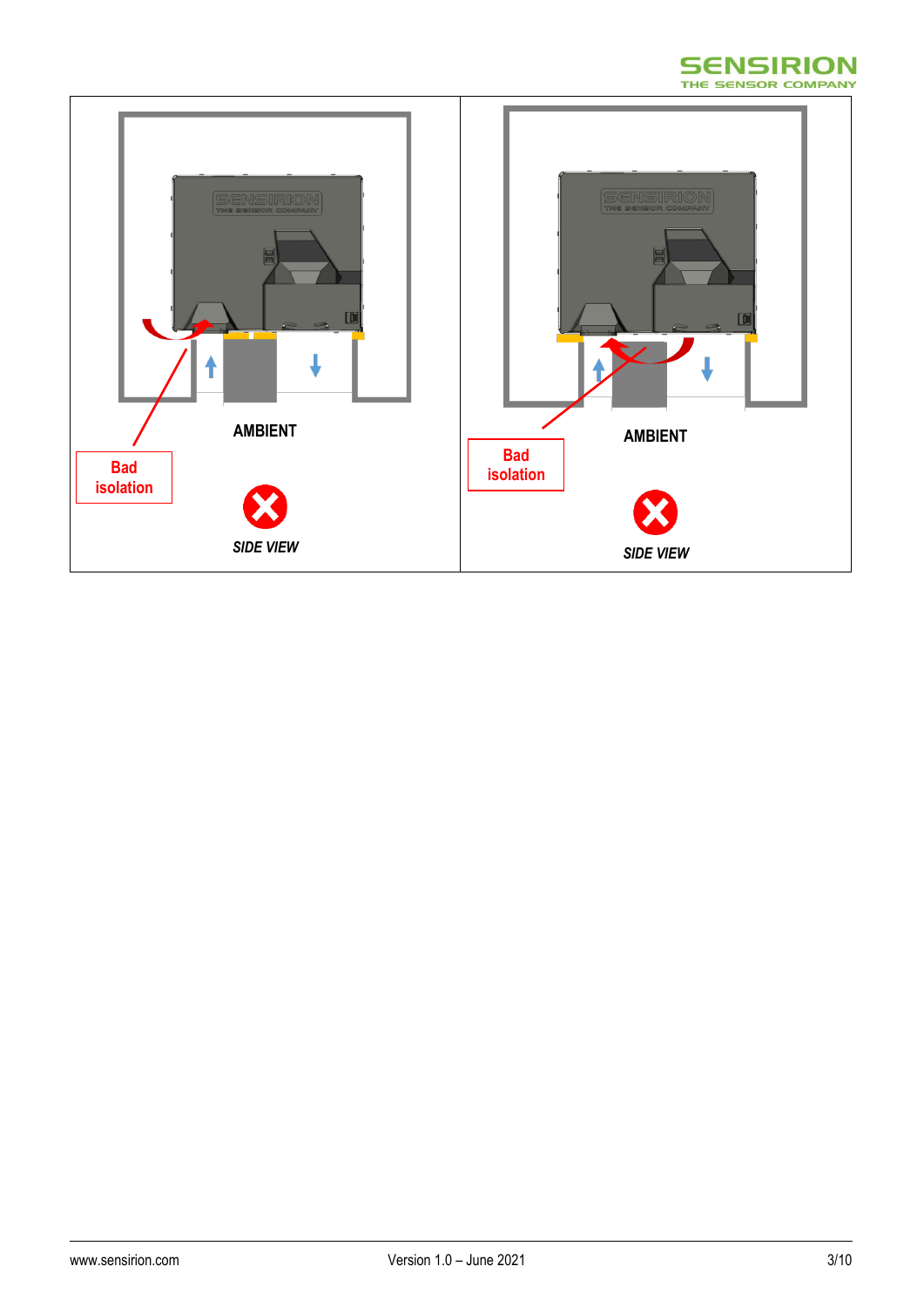Bad isolation

AMBIENT

SIDE VIEW

Bad isolation

AMBIENT

SIDE VIEW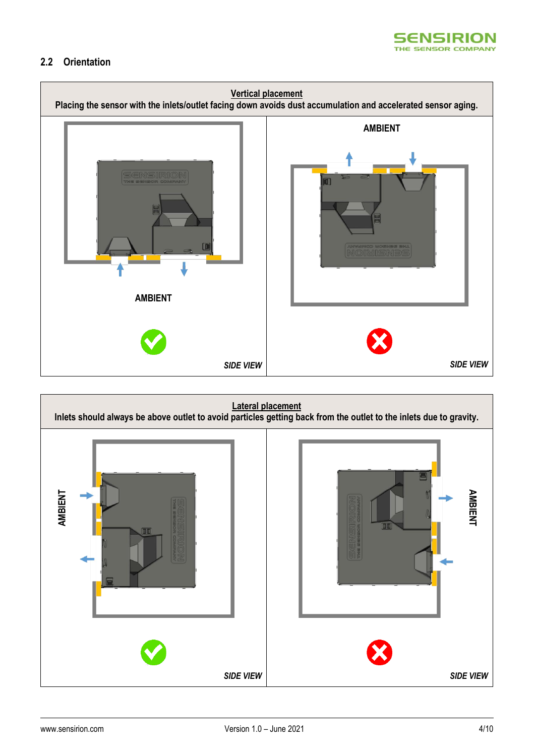## 2.2 Orientation

**Vertical placement**

**Placing the sensor with the inlets/outlet facing down avoids dust accumulation and accelerated sensor aging.**

AMBIENT

*SIDE VIEW*

AMBIENT

*SIDE VIEW*

**Lateral placement**

**Inlets should always be above outlet to avoid particles getting back from the outlet to the inlets due to gravity.**

AMBIENT

*SIDE VIEW*

AMBIENT

*SIDE VIEW*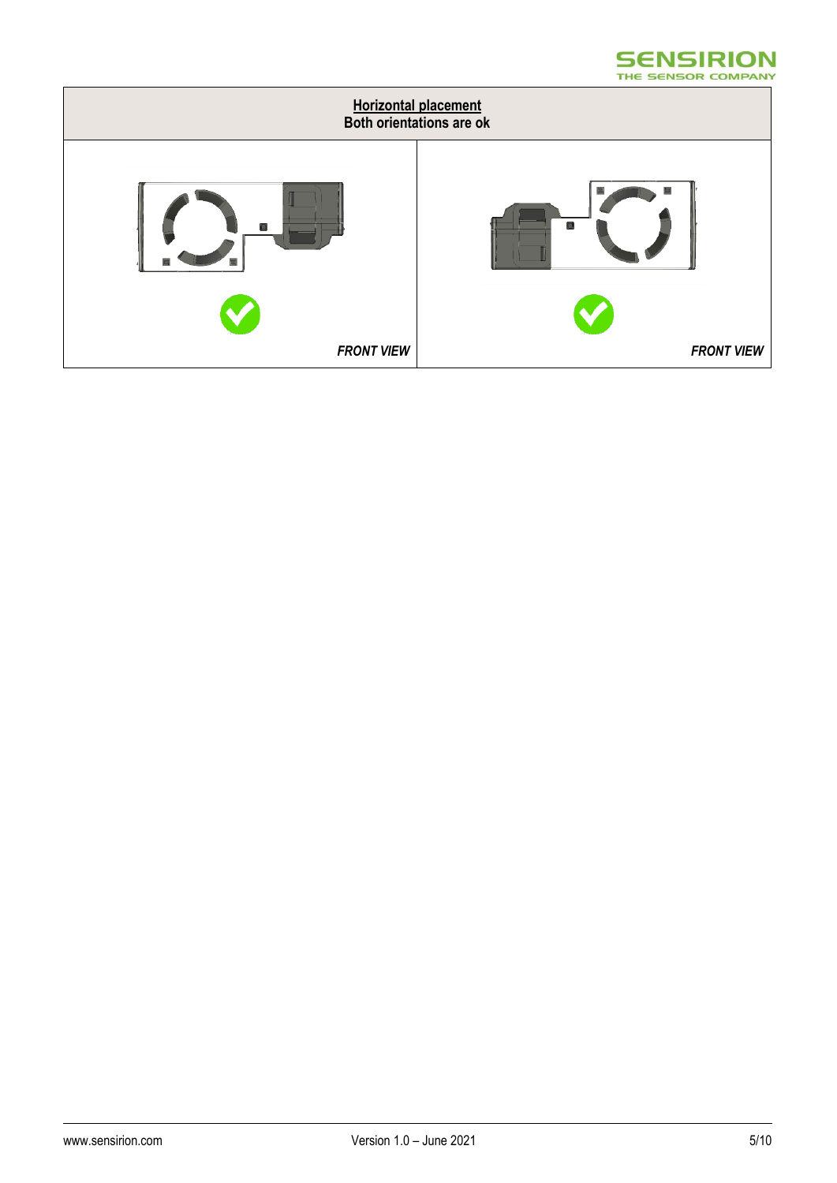| **Horizontal placement**<br>**Both orientations are ok** | |
| --- | --- |
| *FRONT VIEW* | *FRONT VIEW* |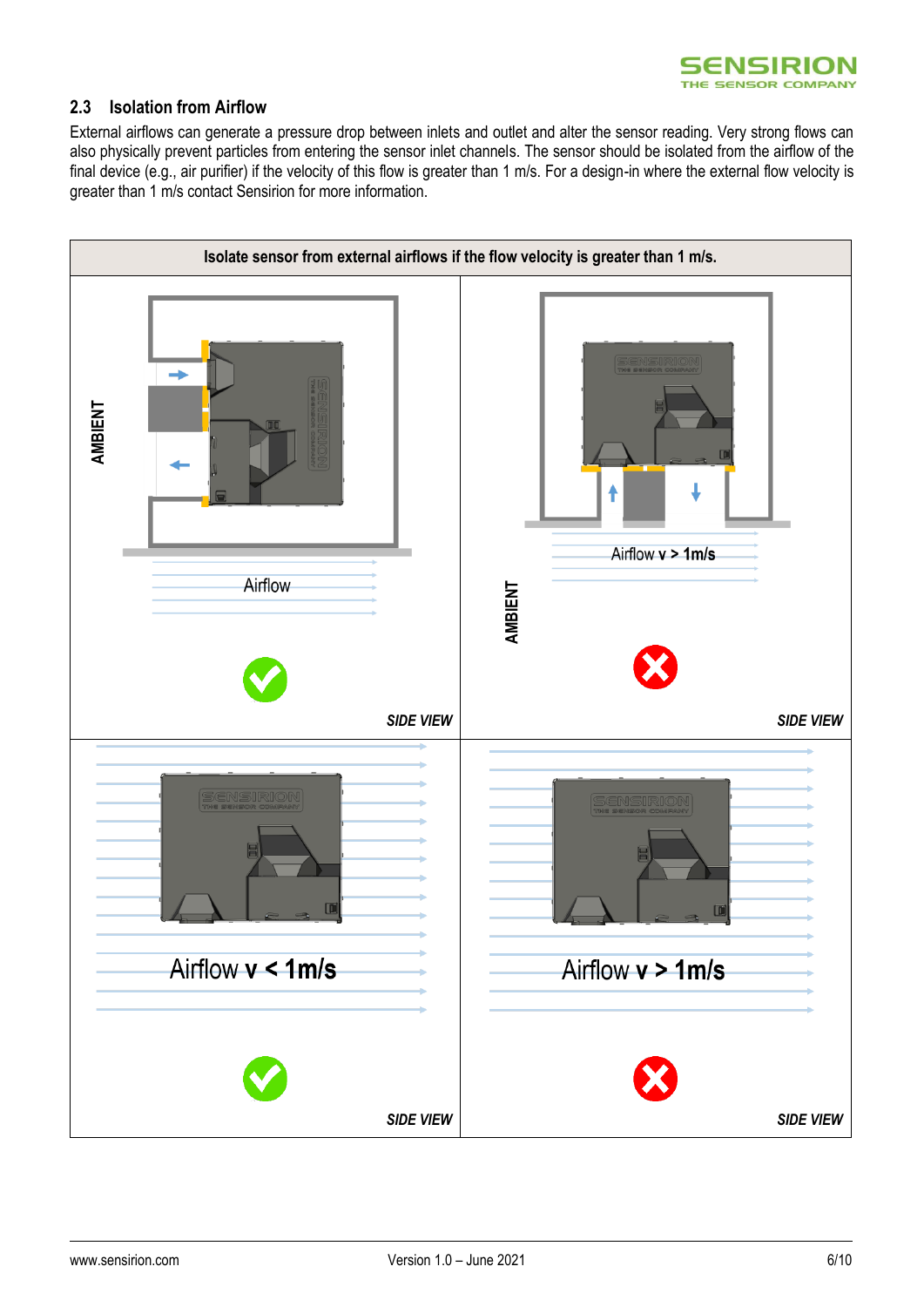## 2.3 Isolation from Airflow

External airflows can generate a pressure drop between inlets and outlet and alter the sensor reading. Very strong flows can also physically prevent particles from entering the sensor inlet channels. The sensor should be isolated from the airflow of the final device (e.g., air purifier) if the velocity of this flow is greater than 1 m/s. For a design-in where the external flow velocity is greater than 1 m/s contact Sensirion for more information.

**Isolate sensor from external airflows if the flow velocity is greater than 1 m/s.**

| | |
|---|---|
| AMBIENT<br>Airflow<br>✔<br>*SIDE VIEW* | Airflow **v > 1m/s**<br>AMBIENT<br>✘<br>*SIDE VIEW* |
| Airflow **v < 1m/s**<br>✔<br>*SIDE VIEW* | Airflow **v > 1m/s**<br>✘<br>*SIDE VIEW* |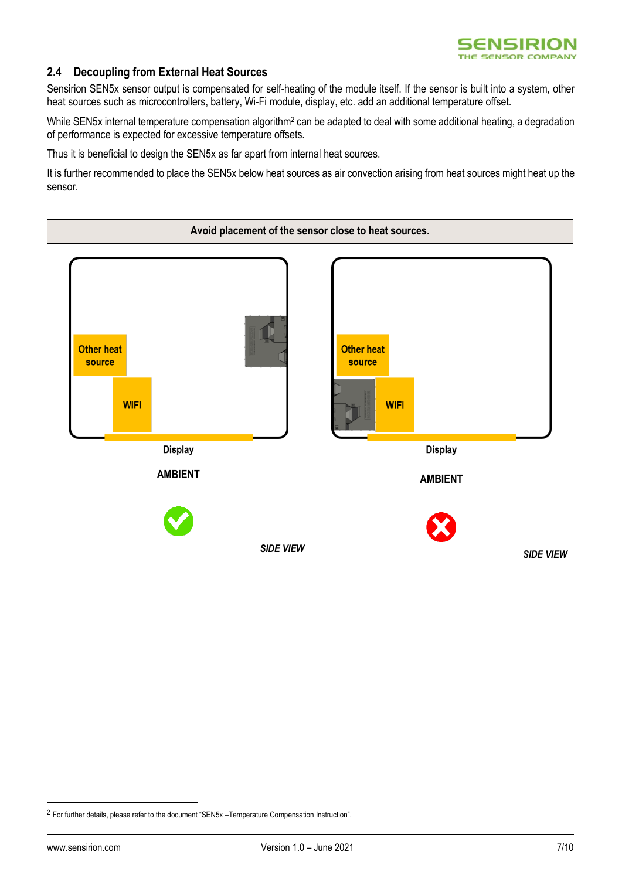## 2.4 Decoupling from External Heat Sources

Sensirion SEN5x sensor output is compensated for self-heating of the module itself. If the sensor is built into a system, other heat sources such as microcontrollers, battery, Wi-Fi module, display, etc. add an additional temperature offset.

While SEN5x internal temperature compensation algorithm[2] can be adapted to deal with some additional heating, a degradation of performance is expected for excessive temperature offsets.

Thus it is beneficial to design the SEN5x as far apart from internal heat sources.

It is further recommended to place the SEN5x below heat sources as air convection arising from heat sources might heat up the sensor.

| Avoid placement of the sensor close to heat sources. | |
|---|---|
| Other heat source<br>WIFI<br>Display<br>AMBIENT<br>✔<br>*SIDE VIEW* | Other heat source<br>WIFI<br>Display<br>AMBIENT<br>✖<br>*SIDE VIEW* |

[2] For further details, please refer to the document "SEN5x –Temperature Compensation Instruction".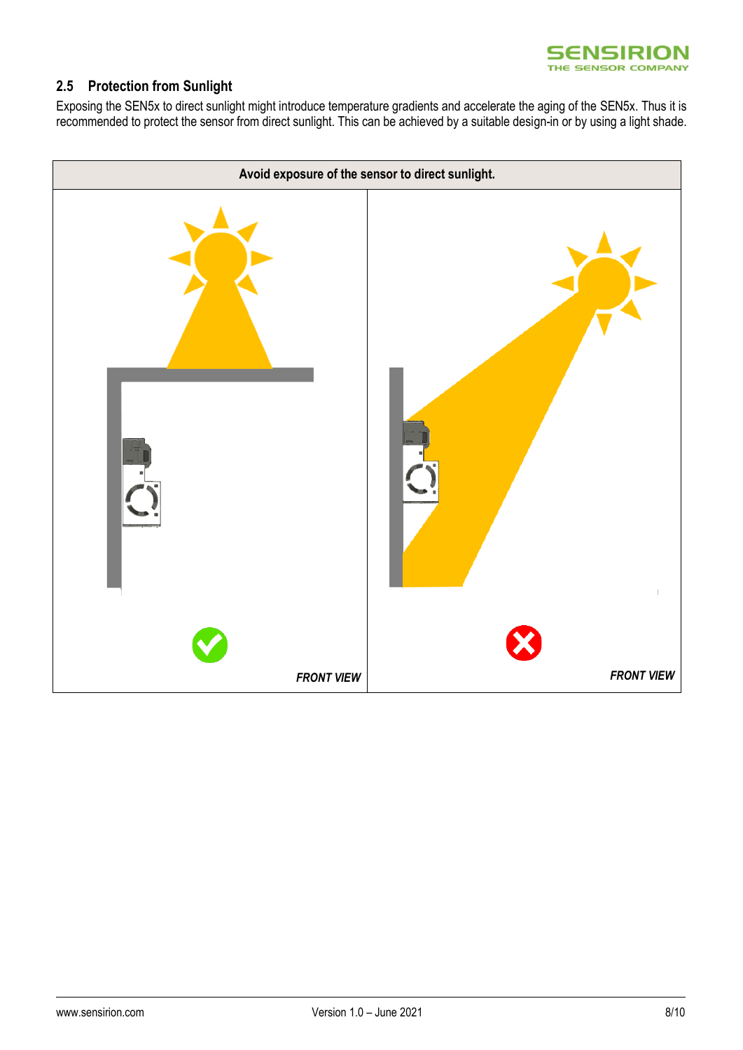## 2.5 Protection from Sunlight

Exposing the SEN5x to direct sunlight might introduce temperature gradients and accelerate the aging of the SEN5x. Thus it is recommended to protect the sensor from direct sunlight. This can be achieved by a suitable design-in or by using a light shade.

| Avoid exposure of the sensor to direct sunlight. | |
|---|---|
| *FRONT VIEW* | *FRONT VIEW* |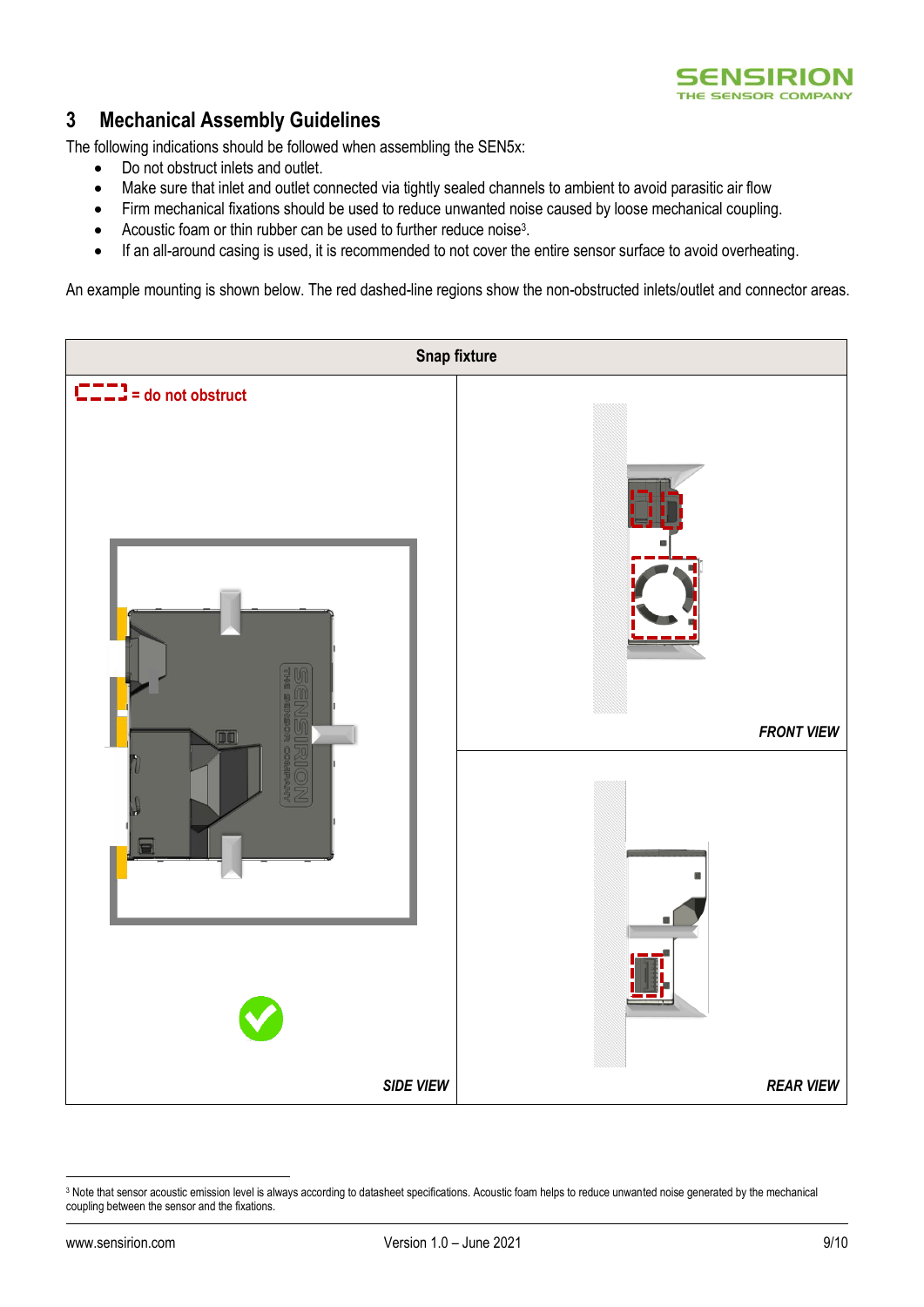## 3 Mechanical Assembly Guidelines

The following indications should be followed when assembling the SEN5x:

- Do not obstruct inlets and outlet.
- Make sure that inlet and outlet connected via tightly sealed channels to ambient to avoid parasitic air flow
- Firm mechanical fixations should be used to reduce unwanted noise caused by loose mechanical coupling.
- Acoustic foam or thin rubber can be used to further reduce noise[3].
- If an all-around casing is used, it is recommended to not cover the entire sensor surface to avoid overheating.

An example mounting is shown below. The red dashed-line regions show the non-obstructed inlets/outlet and connector areas.

**Snap fixture**

= do not obstruct

*SIDE VIEW*

*FRONT VIEW*

*REAR VIEW*

[3] Note that sensor acoustic emission level is always according to datasheet specifications. Acoustic foam helps to reduce unwanted noise generated by the mechanical coupling between the sensor and the fixations.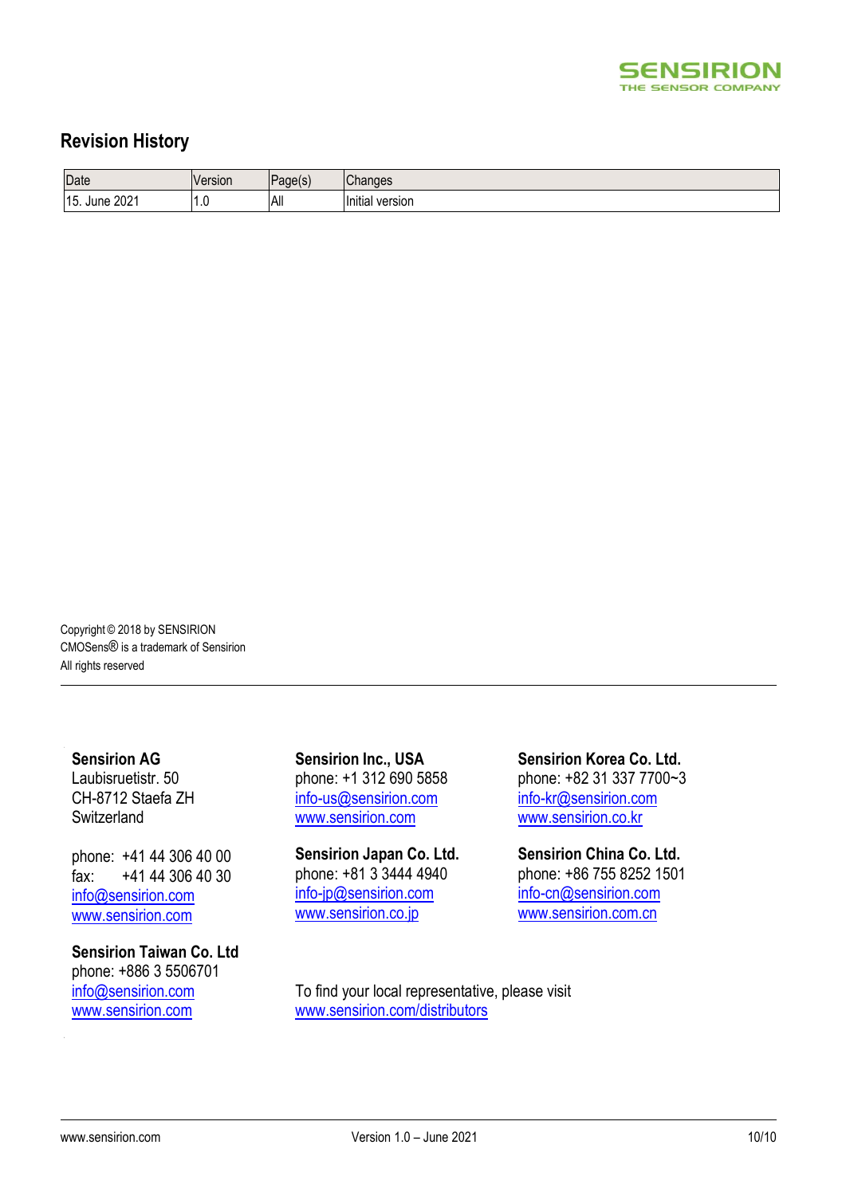## Revision History

| Date | Version | Page(s) | Changes |
|---|---|---|---|
| 15. June 2021 | 1.0 | All | Initial version |

Copyright © 2018 by SENSIRION
CMOSens® is a trademark of Sensirion
All rights reserved

**Sensirion AG**
Laubisruetistr. 50
CH-8712 Staefa ZH
Switzerland

phone: +41 44 306 40 00
fax: +41 44 306 40 30
info@sensirion.com
www.sensirion.com

**Sensirion Taiwan Co. Ltd**
phone: +886 3 5506701
info@sensirion.com
www.sensirion.com

**Sensirion Inc., USA**
phone: +1 312 690 5858
info-us@sensirion.com
www.sensirion.com

**Sensirion Japan Co. Ltd.**
phone: +81 3 3444 4940
info-jp@sensirion.com
www.sensirion.co.jp

**Sensirion Korea Co. Ltd.**
phone: +82 31 337 7700~3
info-kr@sensirion.com
www.sensirion.co.kr

**Sensirion China Co. Ltd.**
phone: +86 755 8252 1501
info-cn@sensirion.com
www.sensirion.com.cn

To find your local representative, please visit
www.sensirion.com/distributors